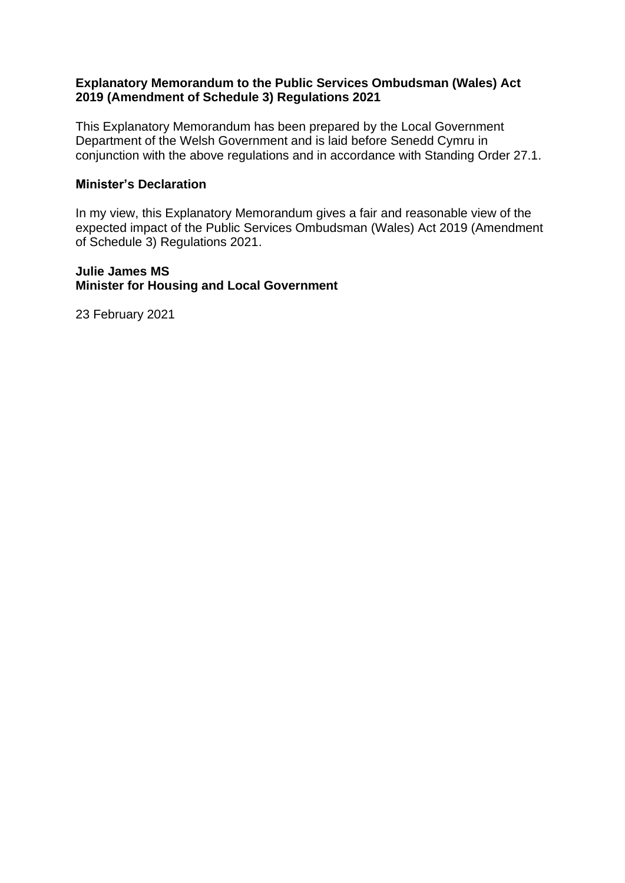**Explanatory Memorandum to the Public Services Ombudsman (Wales) Act 2019 (Amendment of Schedule 3) Regulations 2021**

This Explanatory Memorandum has been prepared by the Local Government Department of the Welsh Government and is laid before Senedd Cymru in conjunction with the above regulations and in accordance with Standing Order 27.1.

**Minister's Declaration**

In my view, this Explanatory Memorandum gives a fair and reasonable view of the expected impact of the Public Services Ombudsman (Wales) Act 2019 (Amendment of Schedule 3) Regulations 2021.

**Julie James MS**
**Minister for Housing and Local Government**

23 February 2021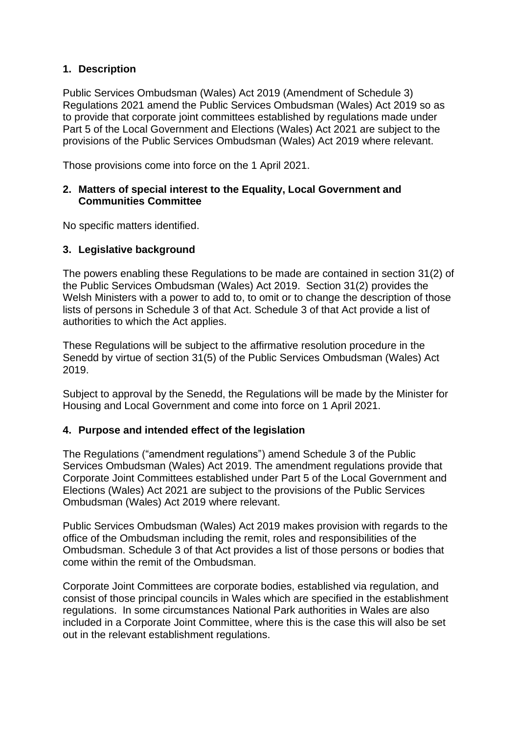## 1. Description

Public Services Ombudsman (Wales) Act 2019 (Amendment of Schedule 3) Regulations 2021 amend the Public Services Ombudsman (Wales) Act 2019 so as to provide that corporate joint committees established by regulations made under Part 5 of the Local Government and Elections (Wales) Act 2021 are subject to the provisions of the Public Services Ombudsman (Wales) Act 2019 where relevant.

Those provisions come into force on the 1 April 2021.

## 2. Matters of special interest to the Equality, Local Government and Communities Committee

No specific matters identified.

## 3. Legislative background

The powers enabling these Regulations to be made are contained in section 31(2) of the Public Services Ombudsman (Wales) Act 2019. Section 31(2) provides the Welsh Ministers with a power to add to, to omit or to change the description of those lists of persons in Schedule 3 of that Act. Schedule 3 of that Act provide a list of authorities to which the Act applies.

These Regulations will be subject to the affirmative resolution procedure in the Senedd by virtue of section 31(5) of the Public Services Ombudsman (Wales) Act 2019.

Subject to approval by the Senedd, the Regulations will be made by the Minister for Housing and Local Government and come into force on 1 April 2021.

## 4. Purpose and intended effect of the legislation

The Regulations ("amendment regulations") amend Schedule 3 of the Public Services Ombudsman (Wales) Act 2019. The amendment regulations provide that Corporate Joint Committees established under Part 5 of the Local Government and Elections (Wales) Act 2021 are subject to the provisions of the Public Services Ombudsman (Wales) Act 2019 where relevant.

Public Services Ombudsman (Wales) Act 2019 makes provision with regards to the office of the Ombudsman including the remit, roles and responsibilities of the Ombudsman. Schedule 3 of that Act provides a list of those persons or bodies that come within the remit of the Ombudsman.

Corporate Joint Committees are corporate bodies, established via regulation, and consist of those principal councils in Wales which are specified in the establishment regulations. In some circumstances National Park authorities in Wales are also included in a Corporate Joint Committee, where this is the case this will also be set out in the relevant establishment regulations.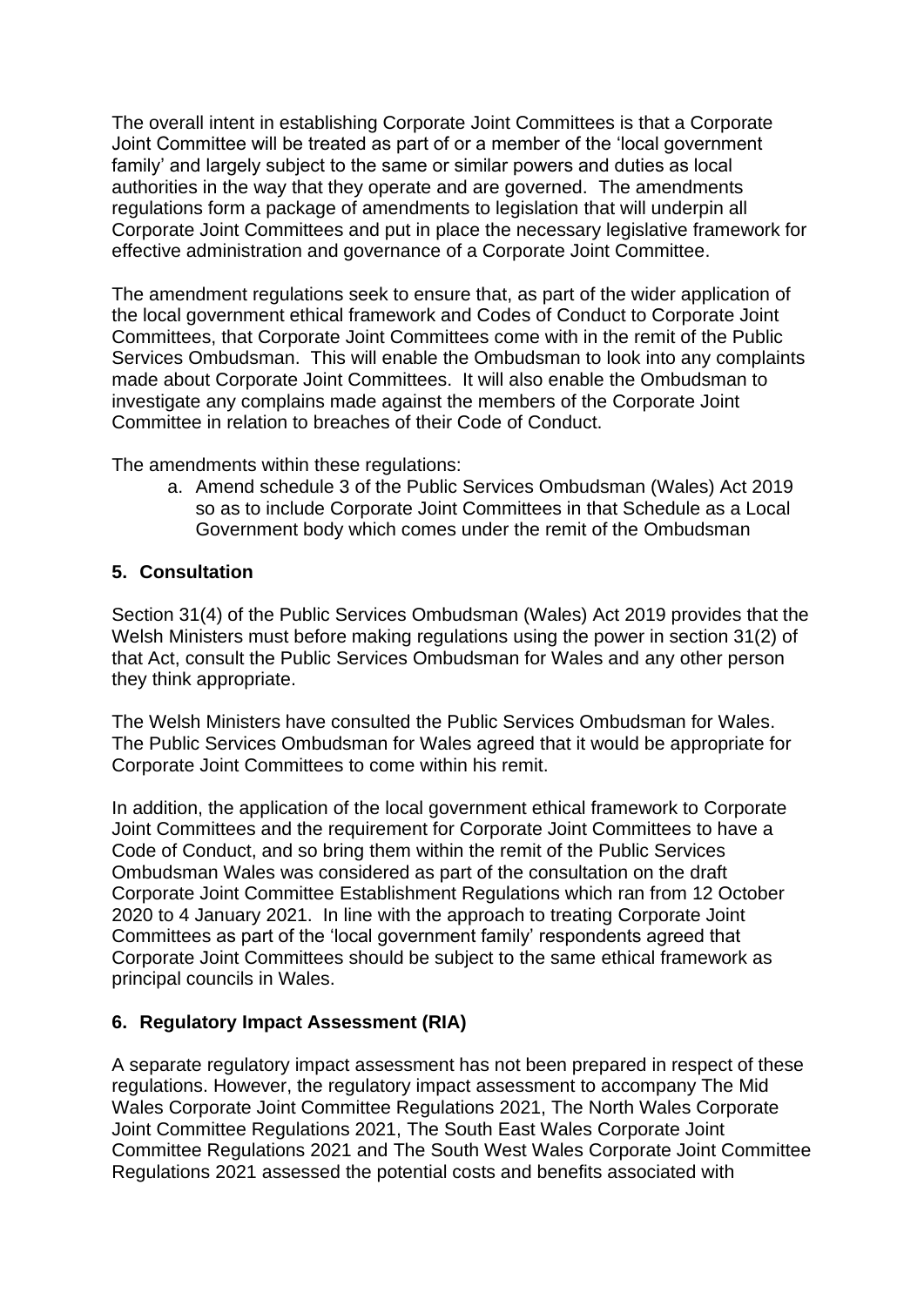The overall intent in establishing Corporate Joint Committees is that a Corporate Joint Committee will be treated as part of or a member of the 'local government family' and largely subject to the same or similar powers and duties as local authorities in the way that they operate and are governed. The amendments regulations form a package of amendments to legislation that will underpin all Corporate Joint Committees and put in place the necessary legislative framework for effective administration and governance of a Corporate Joint Committee.

The amendment regulations seek to ensure that, as part of the wider application of the local government ethical framework and Codes of Conduct to Corporate Joint Committees, that Corporate Joint Committees come with in the remit of the Public Services Ombudsman. This will enable the Ombudsman to look into any complaints made about Corporate Joint Committees. It will also enable the Ombudsman to investigate any complains made against the members of the Corporate Joint Committee in relation to breaches of their Code of Conduct.

The amendments within these regulations:

a. Amend schedule 3 of the Public Services Ombudsman (Wales) Act 2019 so as to include Corporate Joint Committees in that Schedule as a Local Government body which comes under the remit of the Ombudsman

## 5. Consultation

Section 31(4) of the Public Services Ombudsman (Wales) Act 2019 provides that the Welsh Ministers must before making regulations using the power in section 31(2) of that Act, consult the Public Services Ombudsman for Wales and any other person they think appropriate.

The Welsh Ministers have consulted the Public Services Ombudsman for Wales. The Public Services Ombudsman for Wales agreed that it would be appropriate for Corporate Joint Committees to come within his remit.

In addition, the application of the local government ethical framework to Corporate Joint Committees and the requirement for Corporate Joint Committees to have a Code of Conduct, and so bring them within the remit of the Public Services Ombudsman Wales was considered as part of the consultation on the draft Corporate Joint Committee Establishment Regulations which ran from 12 October 2020 to 4 January 2021. In line with the approach to treating Corporate Joint Committees as part of the 'local government family' respondents agreed that Corporate Joint Committees should be subject to the same ethical framework as principal councils in Wales.

## 6. Regulatory Impact Assessment (RIA)

A separate regulatory impact assessment has not been prepared in respect of these regulations. However, the regulatory impact assessment to accompany The Mid Wales Corporate Joint Committee Regulations 2021, The North Wales Corporate Joint Committee Regulations 2021, The South East Wales Corporate Joint Committee Regulations 2021 and The South West Wales Corporate Joint Committee Regulations 2021 assessed the potential costs and benefits associated with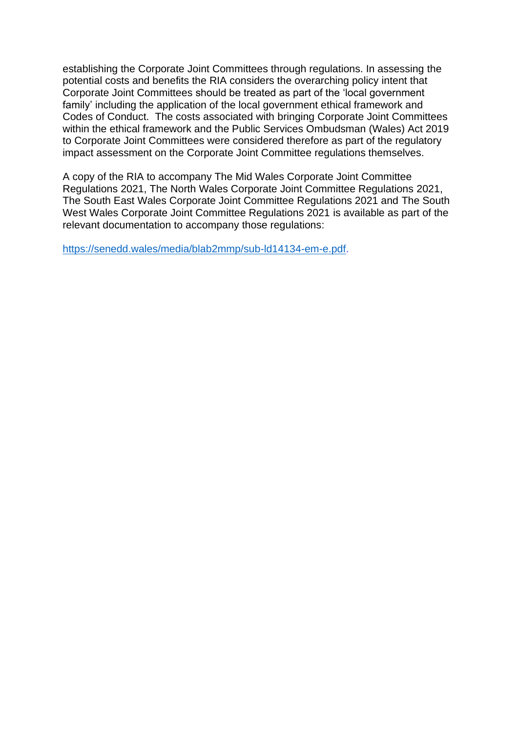establishing the Corporate Joint Committees through regulations. In assessing the potential costs and benefits the RIA considers the overarching policy intent that Corporate Joint Committees should be treated as part of the 'local government family' including the application of the local government ethical framework and Codes of Conduct. The costs associated with bringing Corporate Joint Committees within the ethical framework and the Public Services Ombudsman (Wales) Act 2019 to Corporate Joint Committees were considered therefore as part of the regulatory impact assessment on the Corporate Joint Committee regulations themselves.

A copy of the RIA to accompany The Mid Wales Corporate Joint Committee Regulations 2021, The North Wales Corporate Joint Committee Regulations 2021, The South East Wales Corporate Joint Committee Regulations 2021 and The South West Wales Corporate Joint Committee Regulations 2021 is available as part of the relevant documentation to accompany those regulations:

https://senedd.wales/media/blab2mmp/sub-ld14134-em-e.pdf.